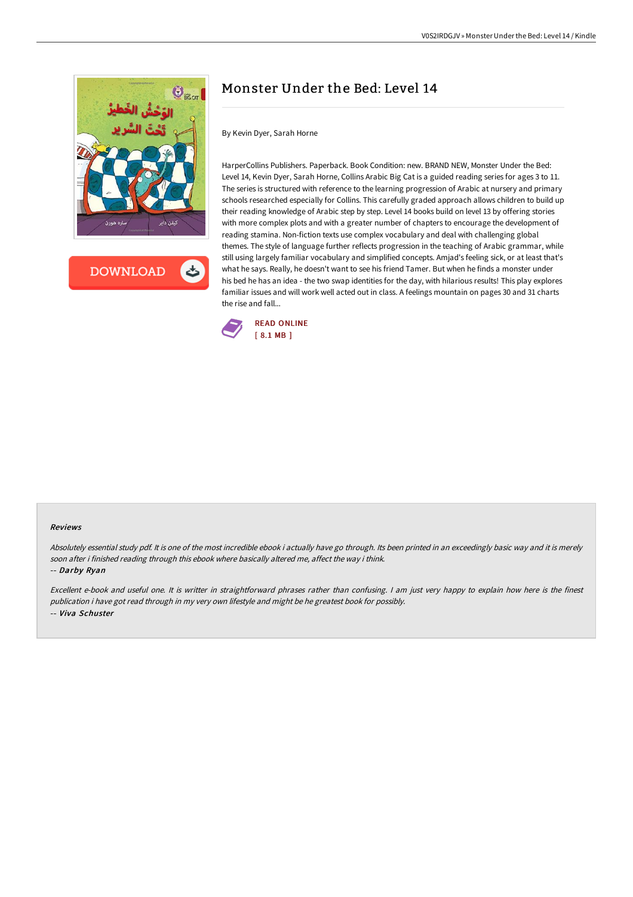# Monster Under the Bed: Level 14

By Kevin Dyer, Sarah Horne

HarperCollins Publishers. Paperback. Book Condition: new. BRAND NEW, Monster Under the Bed: Level 14, Kevin Dyer, Sarah Horne, Collins Arabic Big Cat is a guided reading series for ages 3 to 11. The series is structured with reference to the learning progression of Arabic at nursery and primary schools researched especially for Collins. This carefully graded approach allows children to build up their reading knowledge of Arabic step by step. Level 14 books build on level 13 by offering stories with more complex plots and with a greater number of chapters to encourage the development of reading stamina. Non-fiction texts use complex vocabulary and deal with challenging global themes. The style of language further reflects progression in the teaching of Arabic grammar, while still using largely familiar vocabulary and simplified concepts. Amjad's feeling sick, or at least that's what he says. Really, he doesn't want to see his friend Tamer. But when he finds a monster under his bed he has an idea - the two swap identities for the day, with hilarious results! This play explores familiar issues and will work well acted out in class. A feelings mountain on pages 30 and 31 charts the rise and fall...

DOWNLOAD

READ ONLINE
[ 8.1 MB ]

#### Reviews

*Absolutely essential study pdf. It is one of the most incredible ebook i actually have go through. Its been printed in an exceedingly basic way and it is merely soon after i finished reading through this ebook where basically altered me, affect the way i think.*

-- *Darby Ryan*

*Excellent e-book and useful one. It is writter in straightforward phrases rather than confusing. I am just very happy to explain how here is the finest publication i have got read through in my very own lifestyle and might be he greatest book for possibly.*

-- *Viva Schuster*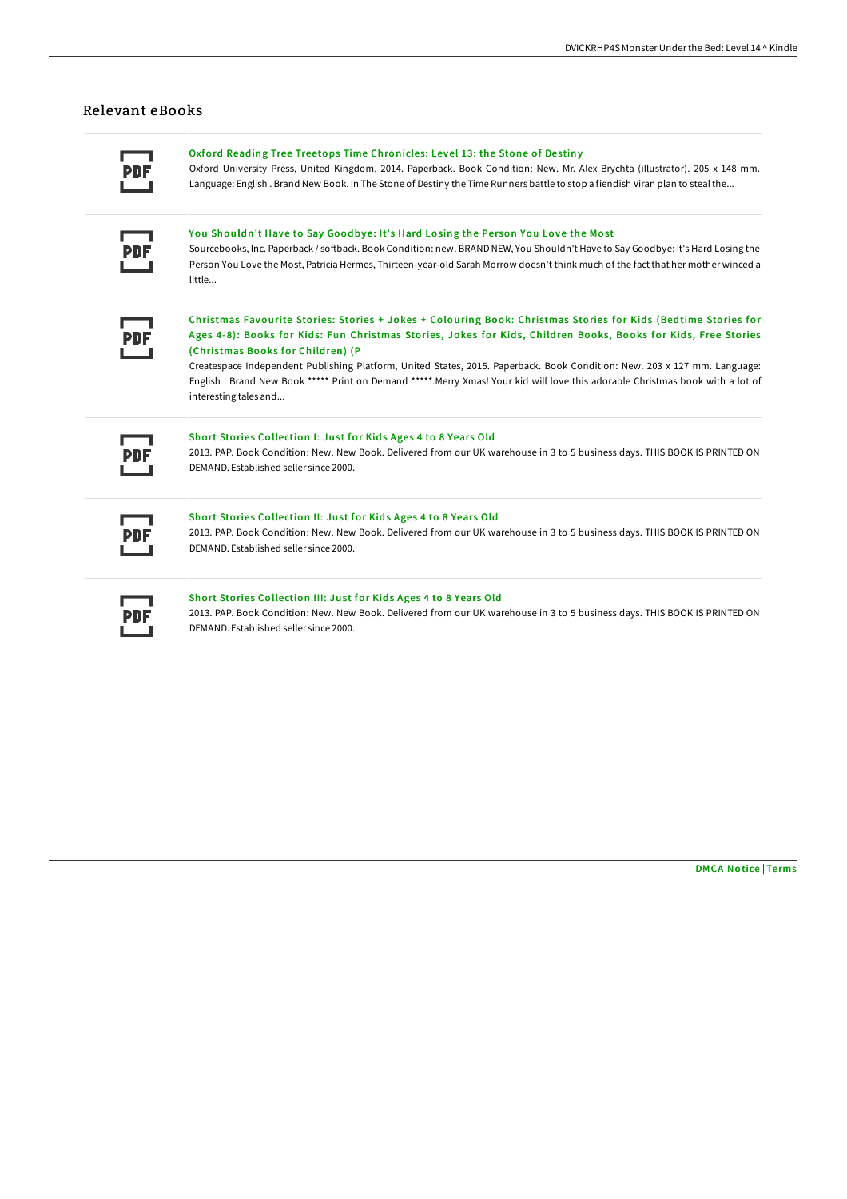## Relevant eBooks

PDF

**Oxford Reading Tree Treetops Time Chronicles: Level 13: the Stone of Destiny**

Oxford University Press, United Kingdom, 2014. Paperback. Book Condition: New. Mr. Alex Brychta (illustrator). 205 x 148 mm. Language: English . Brand New Book. In The Stone of Destiny the Time Runners battle to stop a fiendish Viran plan to steal the...

PDF

**You Shouldn't Have to Say Goodbye: It's Hard Losing the Person You Love the Most**

Sourcebooks, Inc. Paperback / softback. Book Condition: new. BRAND NEW, You Shouldn't Have to Say Goodbye: It's Hard Losing the Person You Love the Most, Patricia Hermes, Thirteen-year-old Sarah Morrow doesn't think much of the fact that her mother winced a little...

PDF

**Christmas Favourite Stories: Stories + Jokes + Colouring Book: Christmas Stories for Kids (Bedtime Stories for Ages 4-8): Books for Kids: Fun Christmas Stories, Jokes for Kids, Children Books, Books for Kids, Free Stories (Christmas Books for Children) (P**

Createspace Independent Publishing Platform, United States, 2015. Paperback. Book Condition: New. 203 x 127 mm. Language: English . Brand New Book ***** Print on Demand *****.Merry Xmas! Your kid will love this adorable Christmas book with a lot of interesting tales and...

PDF

**Short Stories Collection I: Just for Kids Ages 4 to 8 Years Old**

2013. PAP. Book Condition: New. New Book. Delivered from our UK warehouse in 3 to 5 business days. THIS BOOK IS PRINTED ON DEMAND. Established seller since 2000.

PDF

**Short Stories Collection II: Just for Kids Ages 4 to 8 Years Old**

2013. PAP. Book Condition: New. New Book. Delivered from our UK warehouse in 3 to 5 business days. THIS BOOK IS PRINTED ON DEMAND. Established seller since 2000.

PDF

**Short Stories Collection III: Just for Kids Ages 4 to 8 Years Old**

2013. PAP. Book Condition: New. New Book. Delivered from our UK warehouse in 3 to 5 business days. THIS BOOK IS PRINTED ON DEMAND. Established seller since 2000.

DMCA Notice | Terms